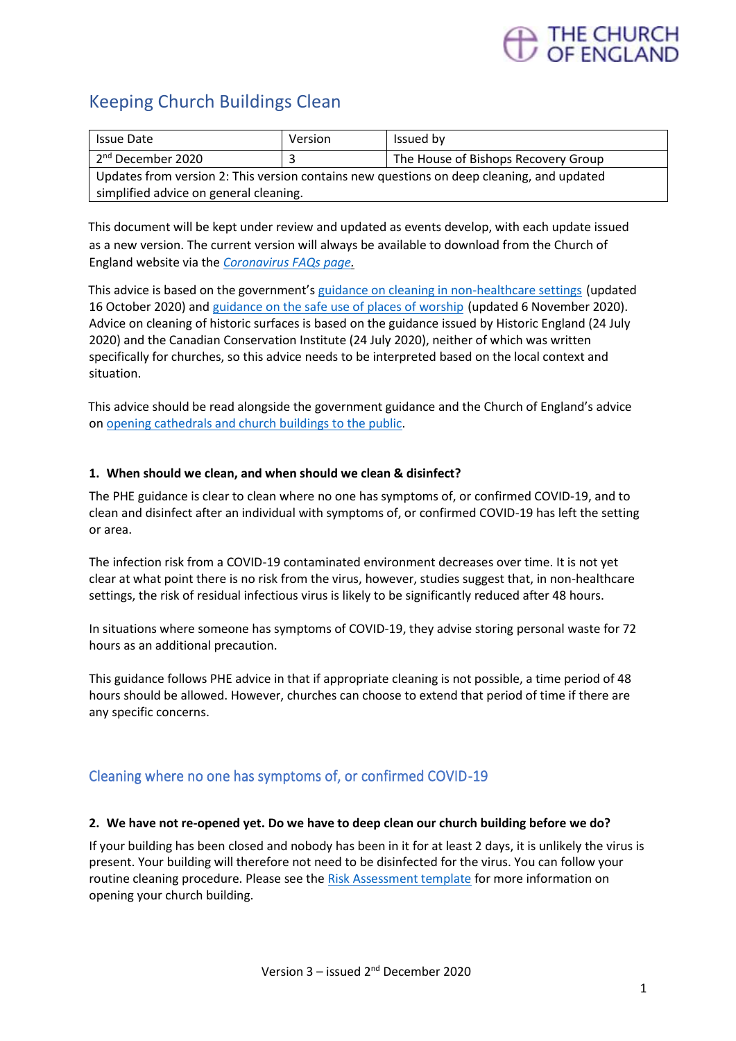# Keeping Church Buildings Clean

| Issue Date | Version | Issued by |
|---|---|---|
| 2nd December 2020 | 3 | The House of Bishops Recovery Group |
| Updates from version 2: This version contains new questions on deep cleaning, and updated simplified advice on general cleaning. | | |

This document will be kept under review and updated as events develop, with each update issued as a new version. The current version will always be available to download from the Church of England website via the *Coronavirus FAQs page.*

This advice is based on the government's guidance on cleaning in non-healthcare settings (updated 16 October 2020) and guidance on the safe use of places of worship (updated 6 November 2020). Advice on cleaning of historic surfaces is based on the guidance issued by Historic England (24 July 2020) and the Canadian Conservation Institute (24 July 2020), neither of which was written specifically for churches, so this advice needs to be interpreted based on the local context and situation.

This advice should be read alongside the government guidance and the Church of England's advice on opening cathedrals and church buildings to the public.

**1. When should we clean, and when should we clean & disinfect?**

The PHE guidance is clear to clean where no one has symptoms of, or confirmed COVID-19, and to clean and disinfect after an individual with symptoms of, or confirmed COVID-19 has left the setting or area.

The infection risk from a COVID-19 contaminated environment decreases over time. It is not yet clear at what point there is no risk from the virus, however, studies suggest that, in non-healthcare settings, the risk of residual infectious virus is likely to be significantly reduced after 48 hours.

In situations where someone has symptoms of COVID-19, they advise storing personal waste for 72 hours as an additional precaution.

This guidance follows PHE advice in that if appropriate cleaning is not possible, a time period of 48 hours should be allowed. However, churches can choose to extend that period of time if there are any specific concerns.

## Cleaning where no one has symptoms of, or confirmed COVID-19

**2. We have not re-opened yet. Do we have to deep clean our church building before we do?**

If your building has been closed and nobody has been in it for at least 2 days, it is unlikely the virus is present. Your building will therefore not need to be disinfected for the virus. You can follow your routine cleaning procedure. Please see the Risk Assessment template for more information on opening your church building.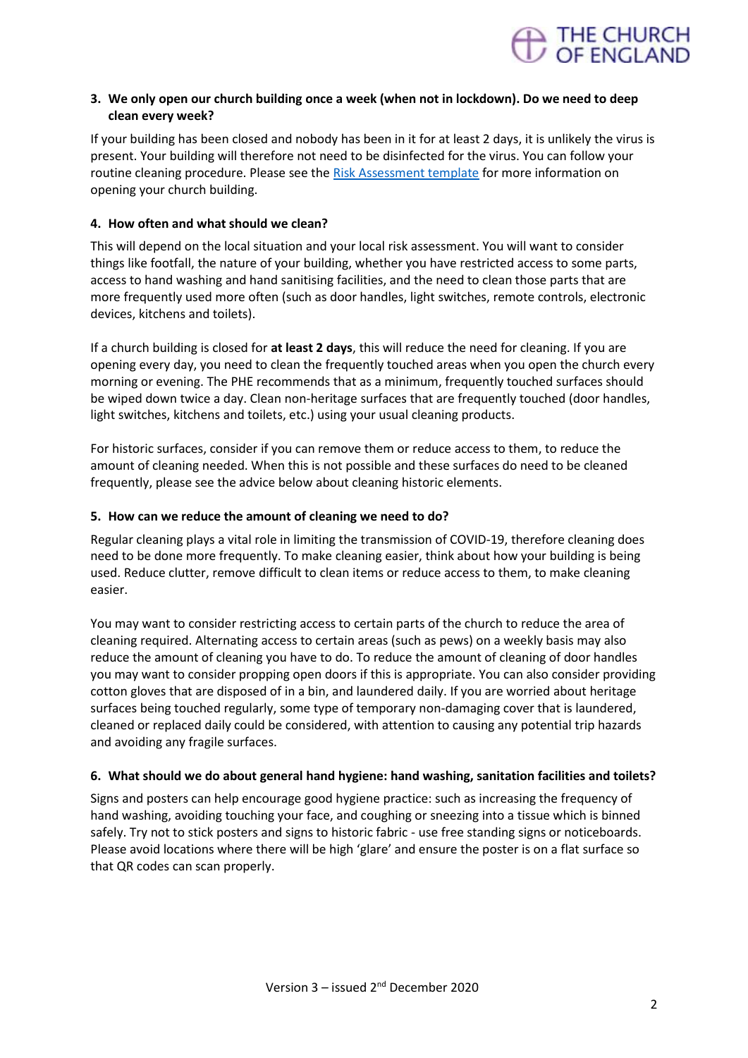### 3. We only open our church building once a week (when not in lockdown). Do we need to deep clean every week?

If your building has been closed and nobody has been in it for at least 2 days, it is unlikely the virus is present. Your building will therefore not need to be disinfected for the virus. You can follow your routine cleaning procedure. Please see the Risk Assessment template for more information on opening your church building.

### 4. How often and what should we clean?

This will depend on the local situation and your local risk assessment. You will want to consider things like footfall, the nature of your building, whether you have restricted access to some parts, access to hand washing and hand sanitising facilities, and the need to clean those parts that are more frequently used more often (such as door handles, light switches, remote controls, electronic devices, kitchens and toilets).

If a church building is closed for **at least 2 days**, this will reduce the need for cleaning. If you are opening every day, you need to clean the frequently touched areas when you open the church every morning or evening. The PHE recommends that as a minimum, frequently touched surfaces should be wiped down twice a day. Clean non-heritage surfaces that are frequently touched (door handles, light switches, kitchens and toilets, etc.) using your usual cleaning products.

For historic surfaces, consider if you can remove them or reduce access to them, to reduce the amount of cleaning needed. When this is not possible and these surfaces do need to be cleaned frequently, please see the advice below about cleaning historic elements.

### 5. How can we reduce the amount of cleaning we need to do?

Regular cleaning plays a vital role in limiting the transmission of COVID-19, therefore cleaning does need to be done more frequently. To make cleaning easier, think about how your building is being used. Reduce clutter, remove difficult to clean items or reduce access to them, to make cleaning easier.

You may want to consider restricting access to certain parts of the church to reduce the area of cleaning required. Alternating access to certain areas (such as pews) on a weekly basis may also reduce the amount of cleaning you have to do. To reduce the amount of cleaning of door handles you may want to consider propping open doors if this is appropriate. You can also consider providing cotton gloves that are disposed of in a bin, and laundered daily. If you are worried about heritage surfaces being touched regularly, some type of temporary non-damaging cover that is laundered, cleaned or replaced daily could be considered, with attention to causing any potential trip hazards and avoiding any fragile surfaces.

### 6. What should we do about general hand hygiene: hand washing, sanitation facilities and toilets?

Signs and posters can help encourage good hygiene practice: such as increasing the frequency of hand washing, avoiding touching your face, and coughing or sneezing into a tissue which is binned safely. Try not to stick posters and signs to historic fabric - use free standing signs or noticeboards. Please avoid locations where there will be high 'glare' and ensure the poster is on a flat surface so that QR codes can scan properly.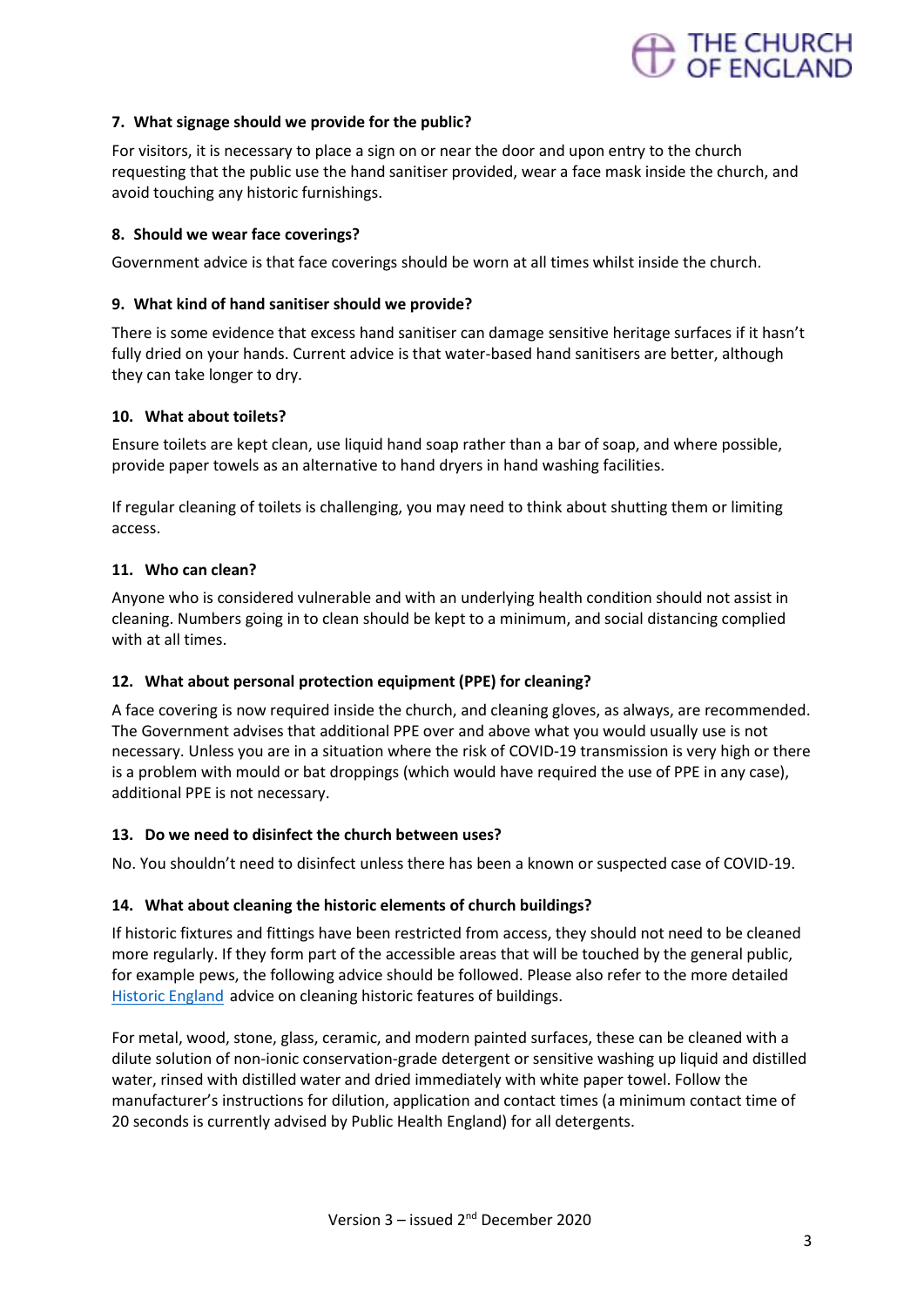### 7. What signage should we provide for the public?

For visitors, it is necessary to place a sign on or near the door and upon entry to the church requesting that the public use the hand sanitiser provided, wear a face mask inside the church, and avoid touching any historic furnishings.

### 8. Should we wear face coverings?

Government advice is that face coverings should be worn at all times whilst inside the church.

### 9. What kind of hand sanitiser should we provide?

There is some evidence that excess hand sanitiser can damage sensitive heritage surfaces if it hasn't fully dried on your hands. Current advice is that water-based hand sanitisers are better, although they can take longer to dry.

### 10. What about toilets?

Ensure toilets are kept clean, use liquid hand soap rather than a bar of soap, and where possible, provide paper towels as an alternative to hand dryers in hand washing facilities.

If regular cleaning of toilets is challenging, you may need to think about shutting them or limiting access.

### 11. Who can clean?

Anyone who is considered vulnerable and with an underlying health condition should not assist in cleaning. Numbers going in to clean should be kept to a minimum, and social distancing complied with at all times.

### 12. What about personal protection equipment (PPE) for cleaning?

A face covering is now required inside the church, and cleaning gloves, as always, are recommended. The Government advises that additional PPE over and above what you would usually use is not necessary. Unless you are in a situation where the risk of COVID-19 transmission is very high or there is a problem with mould or bat droppings (which would have required the use of PPE in any case), additional PPE is not necessary.

### 13. Do we need to disinfect the church between uses?

No. You shouldn't need to disinfect unless there has been a known or suspected case of COVID-19.

### 14. What about cleaning the historic elements of church buildings?

If historic fixtures and fittings have been restricted from access, they should not need to be cleaned more regularly. If they form part of the accessible areas that will be touched by the general public, for example pews, the following advice should be followed. Please also refer to the more detailed Historic England advice on cleaning historic features of buildings.

For metal, wood, stone, glass, ceramic, and modern painted surfaces, these can be cleaned with a dilute solution of non-ionic conservation-grade detergent or sensitive washing up liquid and distilled water, rinsed with distilled water and dried immediately with white paper towel. Follow the manufacturer's instructions for dilution, application and contact times (a minimum contact time of 20 seconds is currently advised by Public Health England) for all detergents.

Version 3 – issued 2nd December 2020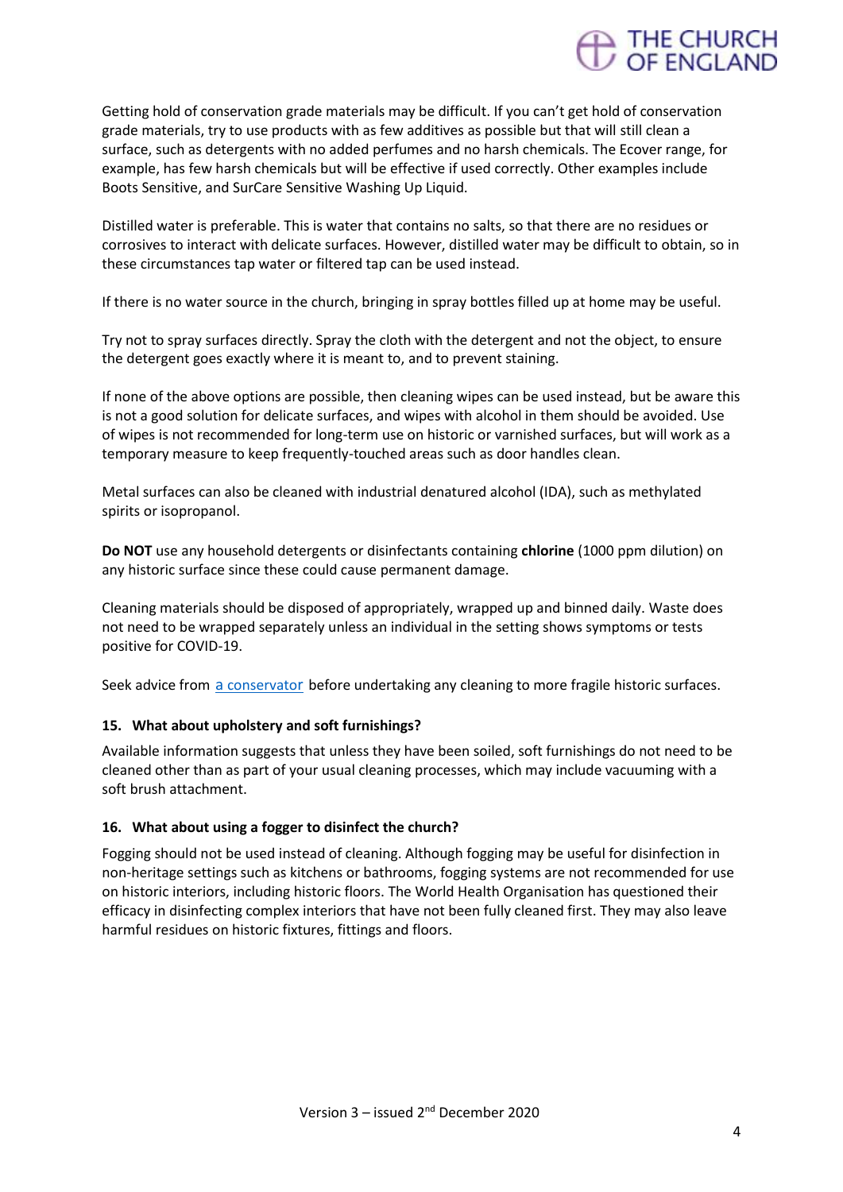Getting hold of conservation grade materials may be difficult. If you can't get hold of conservation grade materials, try to use products with as few additives as possible but that will still clean a surface, such as detergents with no added perfumes and no harsh chemicals. The Ecover range, for example, has few harsh chemicals but will be effective if used correctly. Other examples include Boots Sensitive, and SurCare Sensitive Washing Up Liquid.

Distilled water is preferable. This is water that contains no salts, so that there are no residues or corrosives to interact with delicate surfaces. However, distilled water may be difficult to obtain, so in these circumstances tap water or filtered tap can be used instead.

If there is no water source in the church, bringing in spray bottles filled up at home may be useful.

Try not to spray surfaces directly. Spray the cloth with the detergent and not the object, to ensure the detergent goes exactly where it is meant to, and to prevent staining.

If none of the above options are possible, then cleaning wipes can be used instead, but be aware this is not a good solution for delicate surfaces, and wipes with alcohol in them should be avoided. Use of wipes is not recommended for long-term use on historic or varnished surfaces, but will work as a temporary measure to keep frequently-touched areas such as door handles clean.

Metal surfaces can also be cleaned with industrial denatured alcohol (IDA), such as methylated spirits or isopropanol.

**Do NOT** use any household detergents or disinfectants containing **chlorine** (1000 ppm dilution) on any historic surface since these could cause permanent damage.

Cleaning materials should be disposed of appropriately, wrapped up and binned daily. Waste does not need to be wrapped separately unless an individual in the setting shows symptoms or tests positive for COVID-19.

Seek advice from a conservator before undertaking any cleaning to more fragile historic surfaces.

### 15. What about upholstery and soft furnishings?

Available information suggests that unless they have been soiled, soft furnishings do not need to be cleaned other than as part of your usual cleaning processes, which may include vacuuming with a soft brush attachment.

### 16. What about using a fogger to disinfect the church?

Fogging should not be used instead of cleaning. Although fogging may be useful for disinfection in non-heritage settings such as kitchens or bathrooms, fogging systems are not recommended for use on historic interiors, including historic floors. The World Health Organisation has questioned their efficacy in disinfecting complex interiors that have not been fully cleaned first. They may also leave harmful residues on historic fixtures, fittings and floors.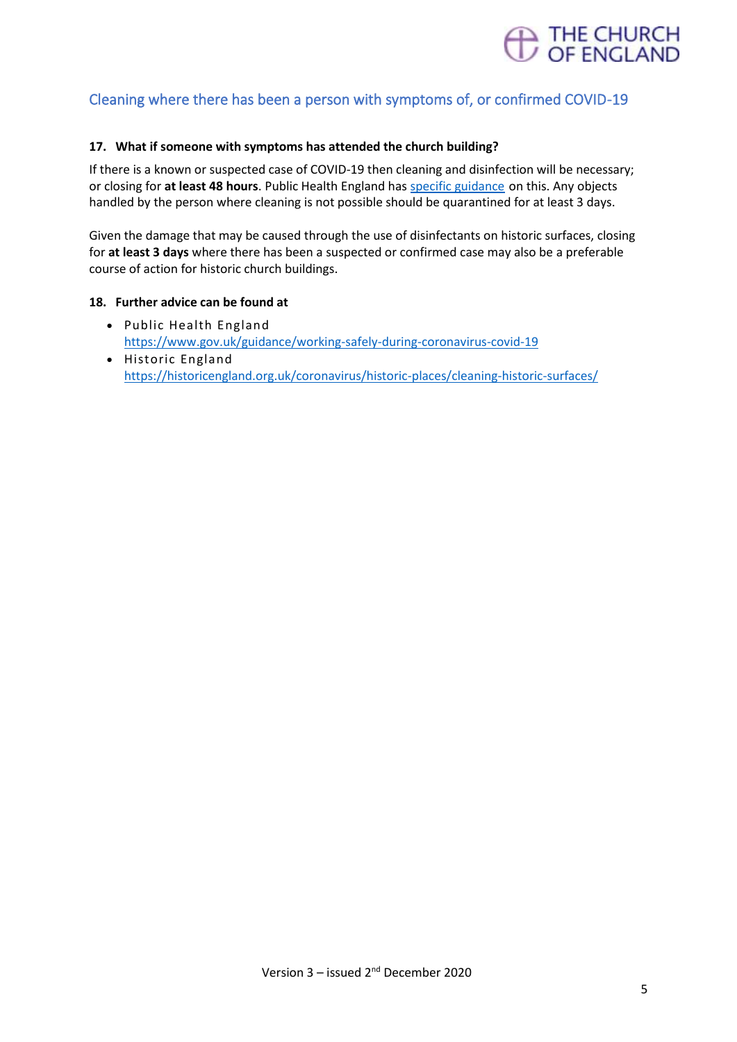## Cleaning where there has been a person with symptoms of, or confirmed COVID-19

**17. What if someone with symptoms has attended the church building?**

If there is a known or suspected case of COVID-19 then cleaning and disinfection will be necessary; or closing for **at least 48 hours**. Public Health England has specific guidance on this. Any objects handled by the person where cleaning is not possible should be quarantined for at least 3 days.

Given the damage that may be caused through the use of disinfectants on historic surfaces, closing for **at least 3 days** where there has been a suspected or confirmed case may also be a preferable course of action for historic church buildings.

**18. Further advice can be found at**

- Public Health England
  https://www.gov.uk/guidance/working-safely-during-coronavirus-covid-19
- Historic England
  https://historicengland.org.uk/coronavirus/historic-places/cleaning-historic-surfaces/

Version 3 – issued 2nd December 2020